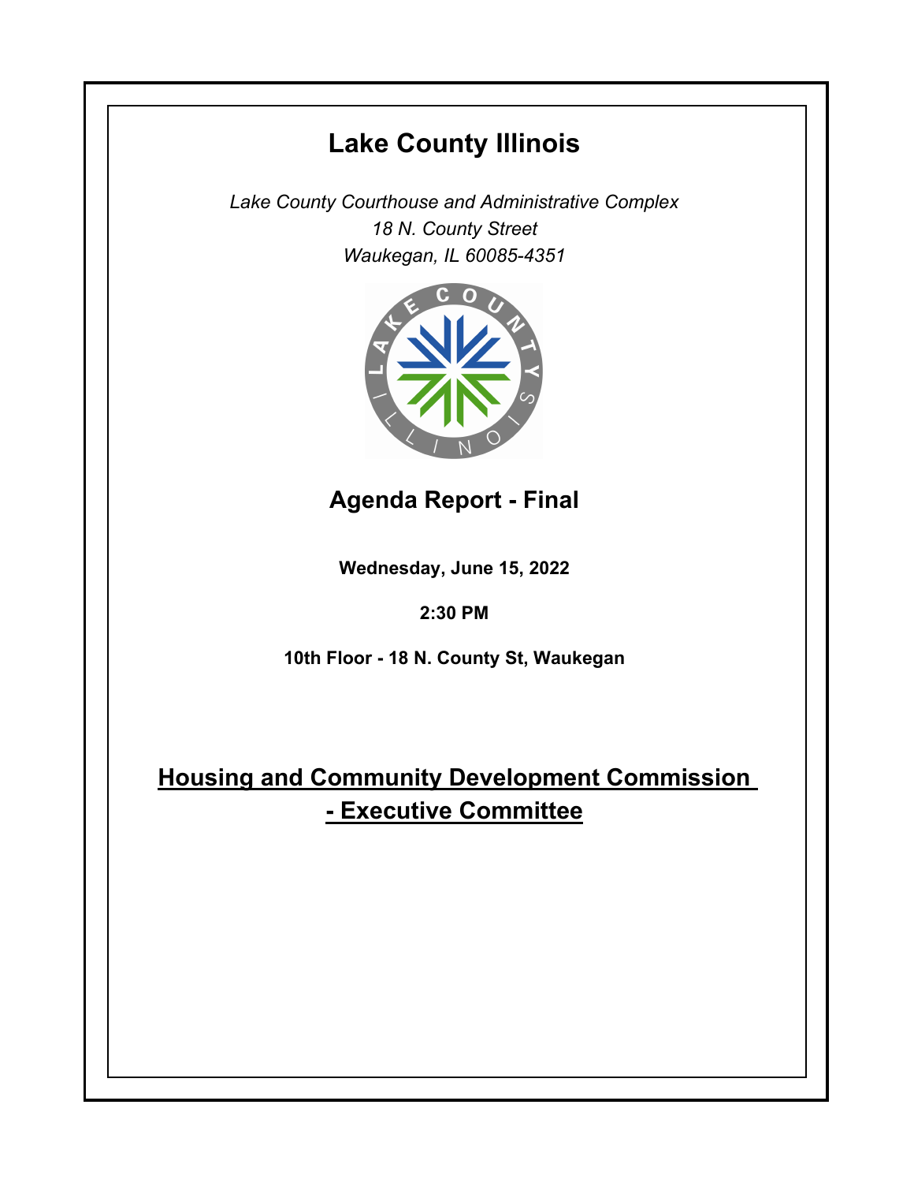# Lake County Illinois

*Lake County Courthouse and Administrative Complex*
*18 N. County Street*
*Waukegan, IL 60085-4351*

## Agenda Report - Final

**Wednesday, June 15, 2022**

**2:30 PM**

**10th Floor - 18 N. County St, Waukegan**

## Housing and Community Development Commission - Executive Committee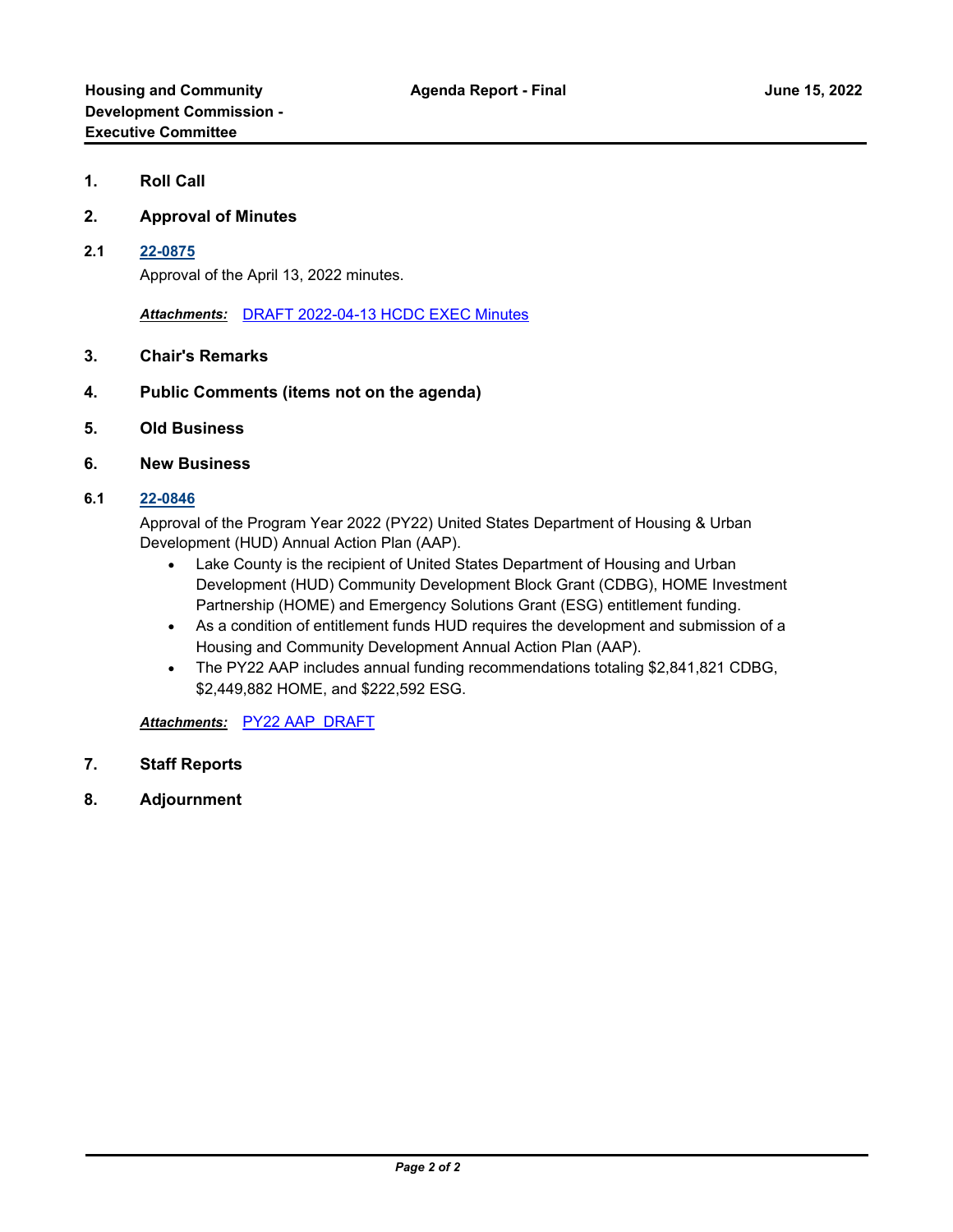**1. Roll Call**

**2. Approval of Minutes**

**2.1** **22-0875**

Approval of the April 13, 2022 minutes.

***Attachments:*** DRAFT 2022-04-13 HCDC EXEC Minutes

**3. Chair's Remarks**

**4. Public Comments (items not on the agenda)**

**5. Old Business**

**6. New Business**

**6.1** **22-0846**

Approval of the Program Year 2022 (PY22) United States Department of Housing & Urban Development (HUD) Annual Action Plan (AAP).

- Lake County is the recipient of United States Department of Housing and Urban Development (HUD) Community Development Block Grant (CDBG), HOME Investment Partnership (HOME) and Emergency Solutions Grant (ESG) entitlement funding.
- As a condition of entitlement funds HUD requires the development and submission of a Housing and Community Development Annual Action Plan (AAP).
- The PY22 AAP includes annual funding recommendations totaling $2,841,821 CDBG, $2,449,882 HOME, and $222,592 ESG.

***Attachments:*** PY22 AAP DRAFT

**7. Staff Reports**

**8. Adjournment**